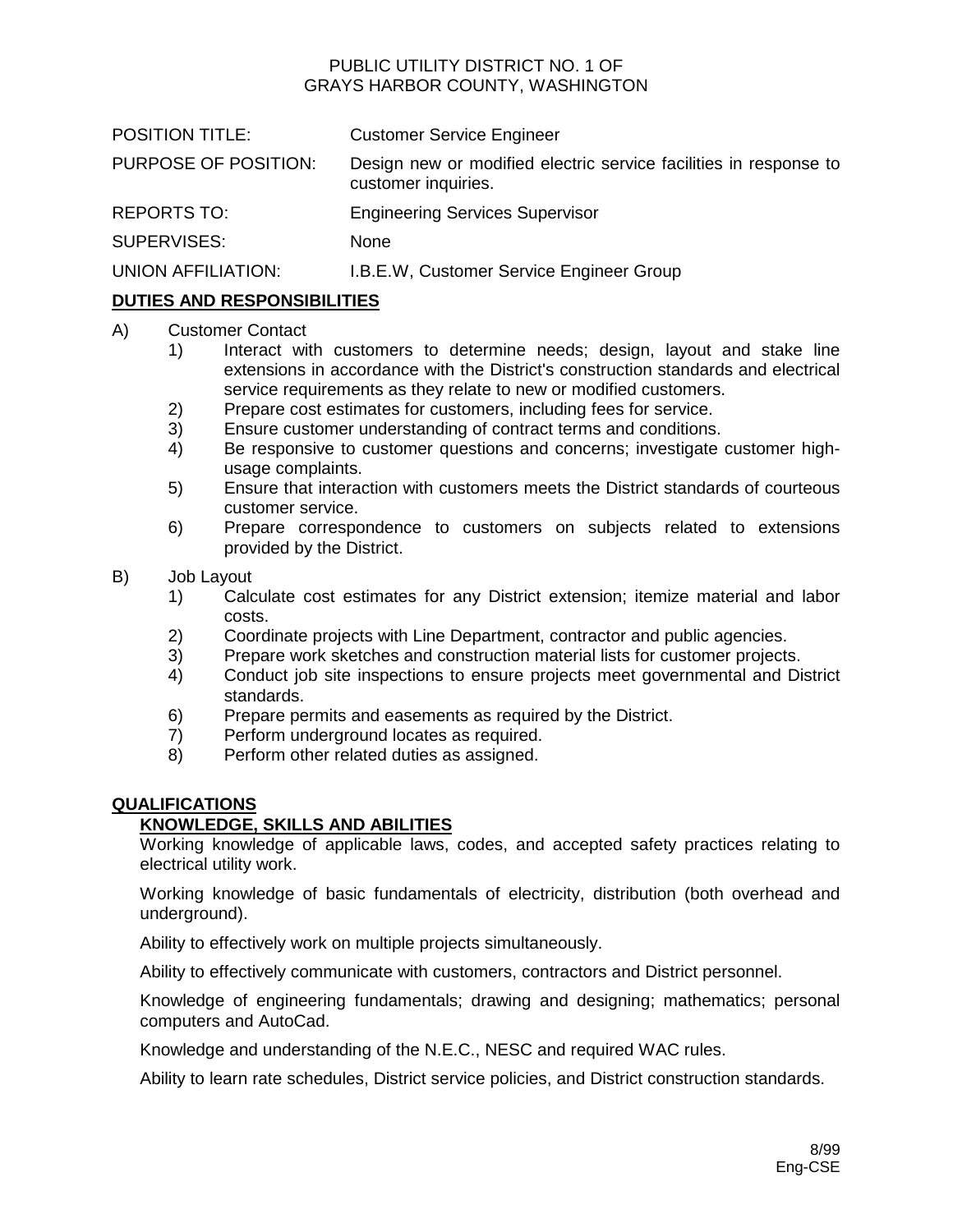PUBLIC UTILITY DISTRICT NO. 1 OF
GRAYS HARBOR COUNTY, WASHINGTON

| | |
|---|---|
| POSITION TITLE: | Customer Service Engineer |
| PURPOSE OF POSITION: | Design new or modified electric service facilities in response to customer inquiries. |
| REPORTS TO: | Engineering Services Supervisor |
| SUPERVISES: | None |
| UNION AFFILIATION: | I.B.E.W, Customer Service Engineer Group |

## DUTIES AND RESPONSIBILITIES

A) Customer Contact

1) Interact with customers to determine needs; design, layout and stake line extensions in accordance with the District's construction standards and electrical service requirements as they relate to new or modified customers.
2) Prepare cost estimates for customers, including fees for service.
3) Ensure customer understanding of contract terms and conditions.
4) Be responsive to customer questions and concerns; investigate customer high-usage complaints.
5) Ensure that interaction with customers meets the District standards of courteous customer service.
6) Prepare correspondence to customers on subjects related to extensions provided by the District.

B) Job Layout

1) Calculate cost estimates for any District extension; itemize material and labor costs.
2) Coordinate projects with Line Department, contractor and public agencies.
3) Prepare work sketches and construction material lists for customer projects.
4) Conduct job site inspections to ensure projects meet governmental and District standards.
6) Prepare permits and easements as required by the District.
7) Perform underground locates as required.
8) Perform other related duties as assigned.

## QUALIFICATIONS

### KNOWLEDGE, SKILLS AND ABILITIES

Working knowledge of applicable laws, codes, and accepted safety practices relating to electrical utility work.

Working knowledge of basic fundamentals of electricity, distribution (both overhead and underground).

Ability to effectively work on multiple projects simultaneously.

Ability to effectively communicate with customers, contractors and District personnel.

Knowledge of engineering fundamentals; drawing and designing; mathematics; personal computers and AutoCad.

Knowledge and understanding of the N.E.C., NESC and required WAC rules.

Ability to learn rate schedules, District service policies, and District construction standards.

8/99
Eng-CSE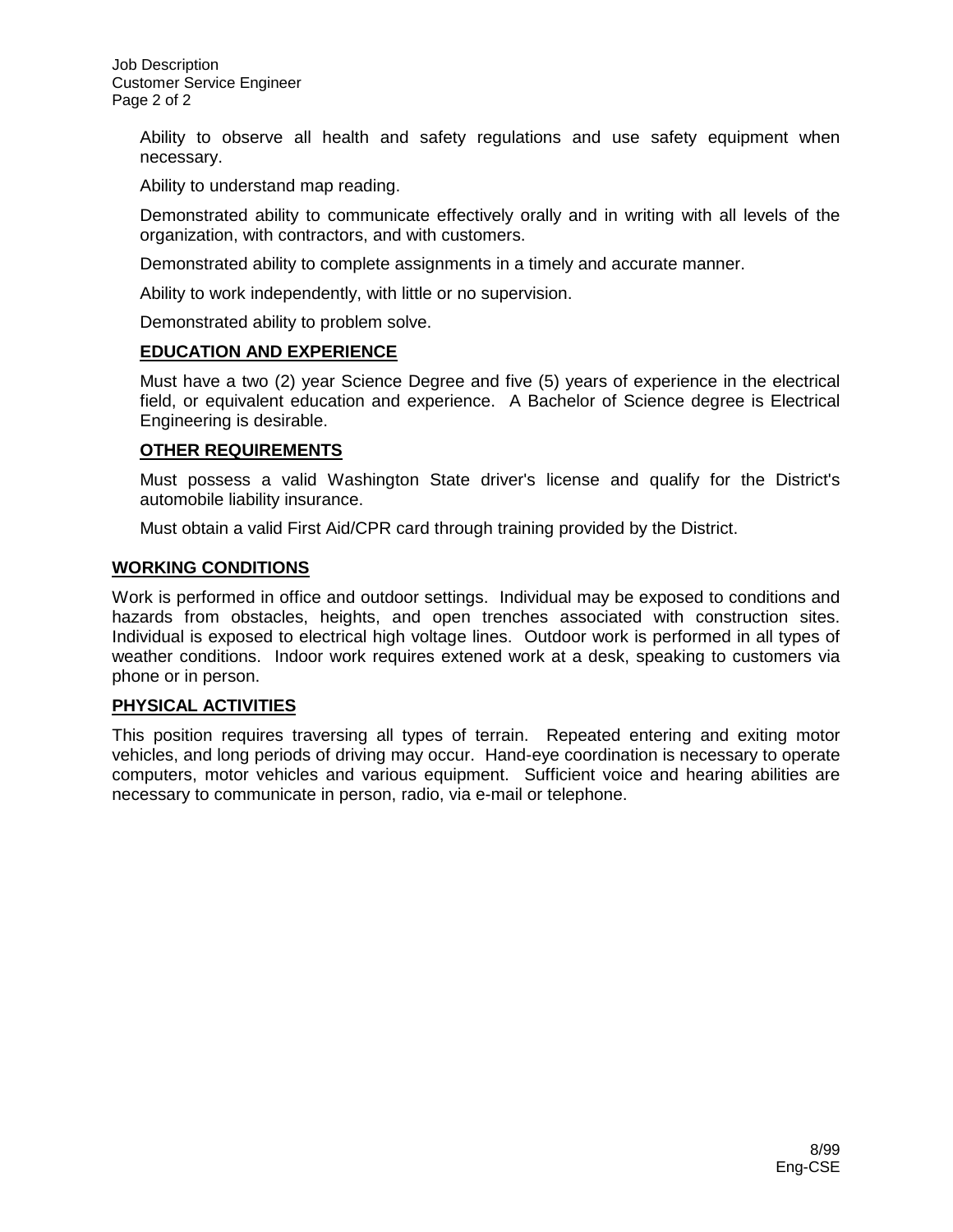Ability to observe all health and safety regulations and use safety equipment when necessary.

Ability to understand map reading.

Demonstrated ability to communicate effectively orally and in writing with all levels of the organization, with contractors, and with customers.

Demonstrated ability to complete assignments in a timely and accurate manner.

Ability to work independently, with little or no supervision.

Demonstrated ability to problem solve.

### EDUCATION AND EXPERIENCE

Must have a two (2) year Science Degree and five (5) years of experience in the electrical field, or equivalent education and experience. A Bachelor of Science degree is Electrical Engineering is desirable.

### OTHER REQUIREMENTS

Must possess a valid Washington State driver's license and qualify for the District's automobile liability insurance.

Must obtain a valid First Aid/CPR card through training provided by the District.

## WORKING CONDITIONS

Work is performed in office and outdoor settings. Individual may be exposed to conditions and hazards from obstacles, heights, and open trenches associated with construction sites. Individual is exposed to electrical high voltage lines. Outdoor work is performed in all types of weather conditions. Indoor work requires extened work at a desk, speaking to customers via phone or in person.

## PHYSICAL ACTIVITIES

This position requires traversing all types of terrain. Repeated entering and exiting motor vehicles, and long periods of driving may occur. Hand-eye coordination is necessary to operate computers, motor vehicles and various equipment. Sufficient voice and hearing abilities are necessary to communicate in person, radio, via e-mail or telephone.

8/99
Eng-CSE